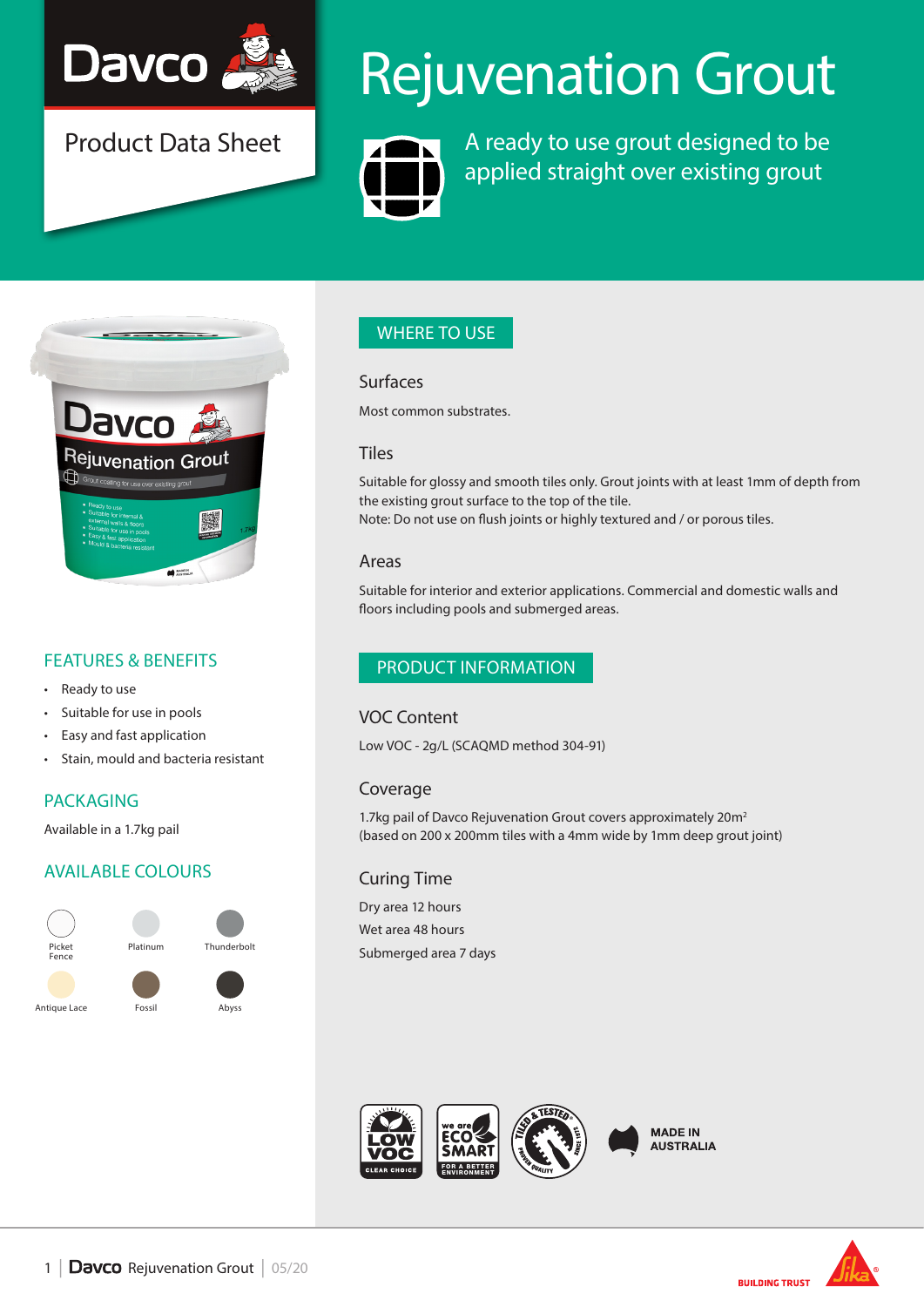# Rejuvenation Grout

Product Data Sheet

A ready to use grout designed to be applied straight over existing grout

## FEATURES & BENEFITS

- Ready to use
- Suitable for use in pools
- Easy and fast application
- Stain, mould and bacteria resistant

## PACKAGING

Available in a 1.7kg pail

## AVAILABLE COLOURS

- Picket Fence
- Platinum
- Thunderbolt
- Antique Lace
- Fossil
- Abyss

## WHERE TO USE

### Surfaces

Most common substrates.

### Tiles

Suitable for glossy and smooth tiles only. Grout joints with at least 1mm of depth from the existing grout surface to the top of the tile.
Note: Do not use on flush joints or highly textured and / or porous tiles.

### Areas

Suitable for interior and exterior applications. Commercial and domestic walls and floors including pools and submerged areas.

## PRODUCT INFORMATION

### VOC Content

Low VOC - 2g/L (SCAQMD method 304-91)

### Coverage

1.7kg pail of Davco Rejuvenation Grout covers approximately 20m$^2$
(based on 200 x 200mm tiles with a 4mm wide by 1mm deep grout joint)

### Curing Time

Dry area 12 hours
Wet area 48 hours
Submerged area 7 days

MADE IN AUSTRALIA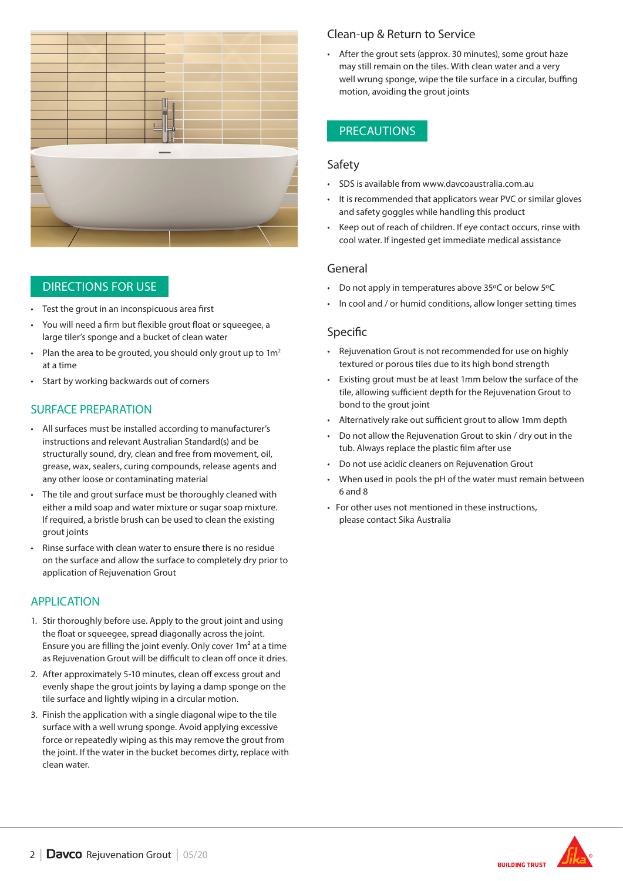## DIRECTIONS FOR USE

- Test the grout in an inconspicuous area first
- You will need a firm but flexible grout float or squeegee, a large tiler's sponge and a bucket of clean water
- Plan the area to be grouted, you should only grout up to 1m$^2$ at a time
- Start by working backwards out of corners

## SURFACE PREPARATION

- All surfaces must be installed according to manufacturer's instructions and relevant Australian Standard(s) and be structurally sound, dry, clean and free from movement, oil, grease, wax, sealers, curing compounds, release agents and any other loose or contaminating material
- The tile and grout surface must be thoroughly cleaned with either a mild soap and water mixture or sugar soap mixture. If required, a bristle brush can be used to clean the existing grout joints
- Rinse surface with clean water to ensure there is no residue on the surface and allow the surface to completely dry prior to application of Rejuvenation Grout

## APPLICATION

1. Stir thoroughly before use. Apply to the grout joint and using the float or squeegee, spread diagonally across the joint. Ensure you are filling the joint evenly. Only cover 1m$^2$ at a time as Rejuvenation Grout will be difficult to clean off once it dries.
2. After approximately 5-10 minutes, clean off excess grout and evenly shape the grout joints by laying a damp sponge on the tile surface and lightly wiping in a circular motion.
3. Finish the application with a single diagonal wipe to the tile surface with a well wrung sponge. Avoid applying excessive force or repeatedly wiping as this may remove the grout from the joint. If the water in the bucket becomes dirty, replace with clean water.

### Clean-up & Return to Service

- After the grout sets (approx. 30 minutes), some grout haze may still remain on the tiles. With clean water and a very well wrung sponge, wipe the tile surface in a circular, buffing motion, avoiding the grout joints

## PRECAUTIONS

### Safety

- SDS is available from www.davcoaustralia.com.au
- It is recommended that applicators wear PVC or similar gloves and safety goggles while handling this product
- Keep out of reach of children. If eye contact occurs, rinse with cool water. If ingested get immediate medical assistance

### General

- Do not apply in temperatures above 35ºC or below 5ºC
- In cool and / or humid conditions, allow longer setting times

### Specific

- Rejuvenation Grout is not recommended for use on highly textured or porous tiles due to its high bond strength
- Existing grout must be at least 1mm below the surface of the tile, allowing sufficient depth for the Rejuvenation Grout to bond to the grout joint
- Alternatively rake out sufficient grout to allow 1mm depth
- Do not allow the Rejuvenation Grout to skin / dry out in the tub. Always replace the plastic film after use
- Do not use acidic cleaners on Rejuvenation Grout
- When used in pools the pH of the water must remain between 6 and 8
- For other uses not mentioned in these instructions, please contact Sika Australia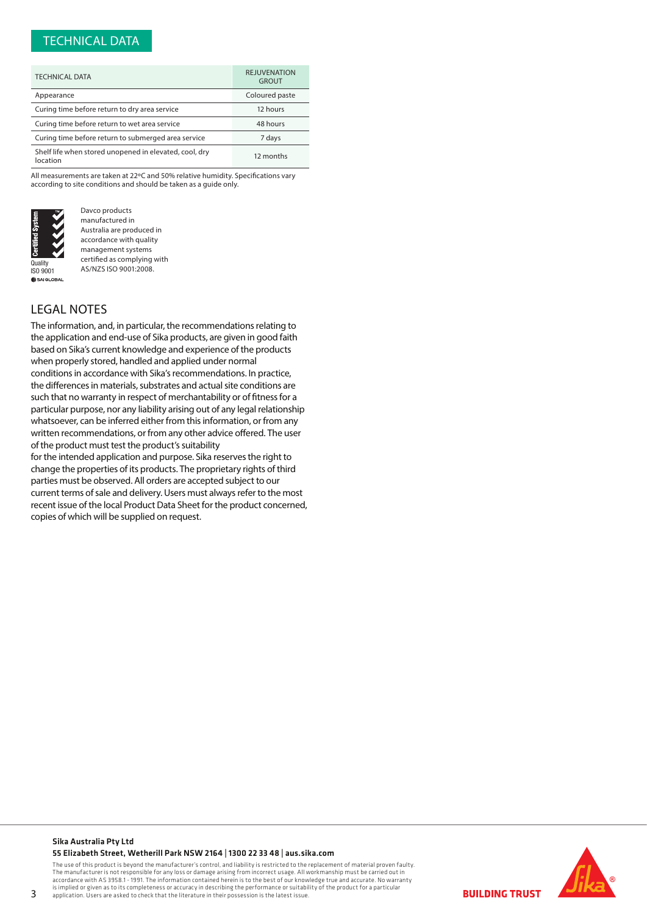## TECHNICAL DATA

| TECHNICAL DATA | REJUVENATION GROUT |
| --- | --- |
| Appearance | Coloured paste |
| Curing time before return to dry area service | 12 hours |
| Curing time before return to wet area service | 48 hours |
| Curing time before return to submerged area service | 7 days |
| Shelf life when stored unopened in elevated, cool, dry location | 12 months |

All measurements are taken at 22ºC and 50% relative humidity. Specifications vary according to site conditions and should be taken as a guide only.

Certified System Quality ISO 9001 SAI GLOBAL

Davco products manufactured in Australia are produced in accordance with quality management systems certified as complying with AS/NZS ISO 9001:2008.

## LEGAL NOTES

The information, and, in particular, the recommendations relating to the application and end-use of Sika products, are given in good faith based on Sika's current knowledge and experience of the products when properly stored, handled and applied under normal conditions in accordance with Sika's recommendations. In practice, the differences in materials, substrates and actual site conditions are such that no warranty in respect of merchantability or of fitness for a particular purpose, nor any liability arising out of any legal relationship whatsoever, can be inferred either from this information, or from any written recommendations, or from any other advice offered. The user of the product must test the product's suitability for the intended application and purpose. Sika reserves the right to change the properties of its products. The proprietary rights of third parties must be observed. All orders are accepted subject to our current terms of sale and delivery. Users must always refer to the most recent issue of the local Product Data Sheet for the product concerned, copies of which will be supplied on request.

**Sika Australia Pty Ltd**

**55 Elizabeth Street, Wetherill Park NSW 2164 | 1300 22 33 48 | aus.sika.com**

The use of this product is beyond the manufacturer's control, and liability is restricted to the replacement of material proven faulty. The manufacturer is not responsible for any loss or damage arising from incorrect usage. All workmanship must be carried out in accordance with AS 3958.1 - 1991. The information contained herein is to the best of our knowledge true and accurate. No warranty is implied or given as to its completeness or accuracy in describing the performance or suitability of the product for a particular application. Users are asked to check that the literature in their possession is the latest issue.

**BUILDING TRUST**